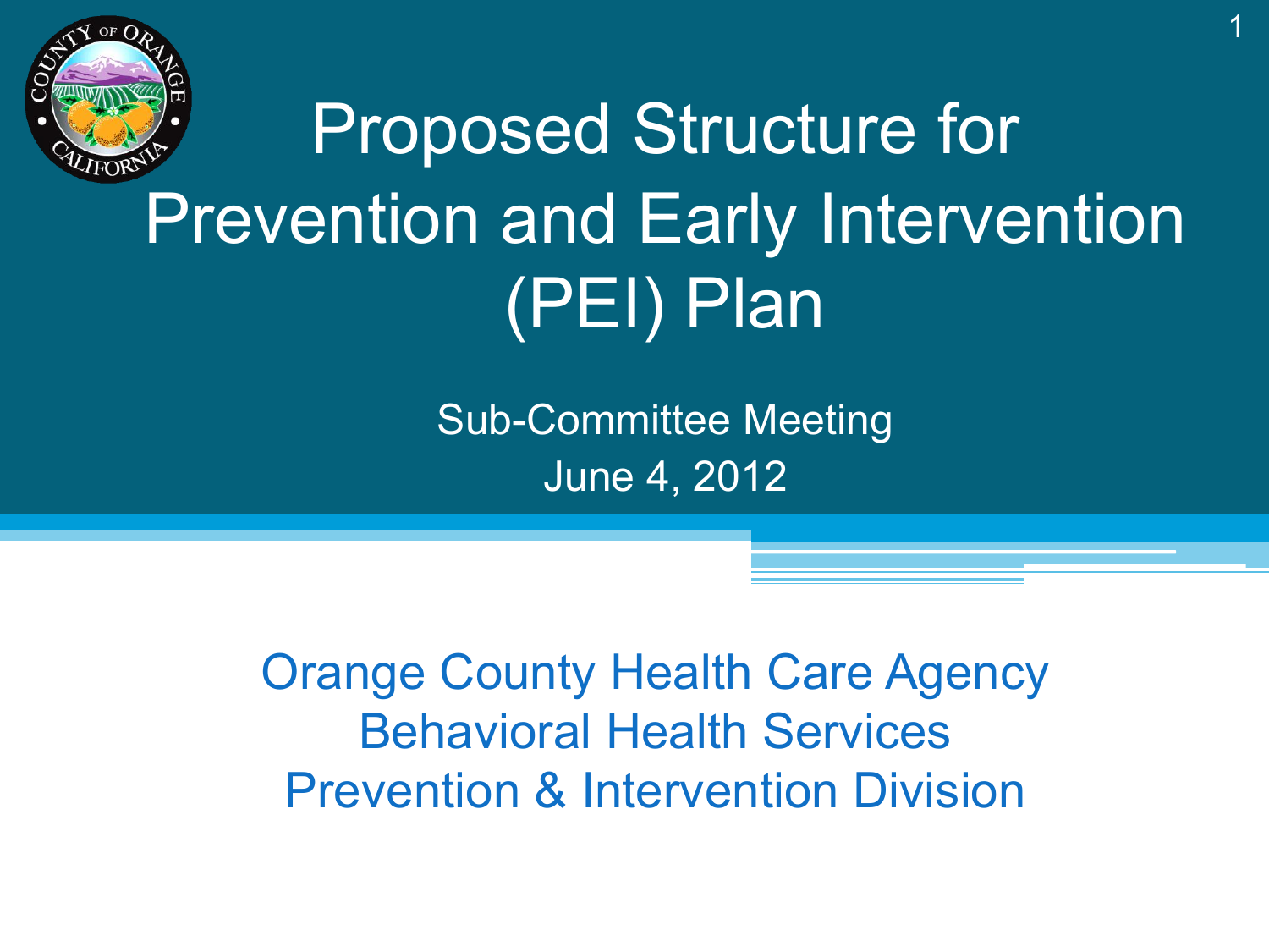# Proposed Structure for Prevention and Early Intervention (PEI) Plan

Sub-Committee Meeting

June 4, 2012

Orange County Health Care Agency

Behavioral Health Services

Prevention & Intervention Division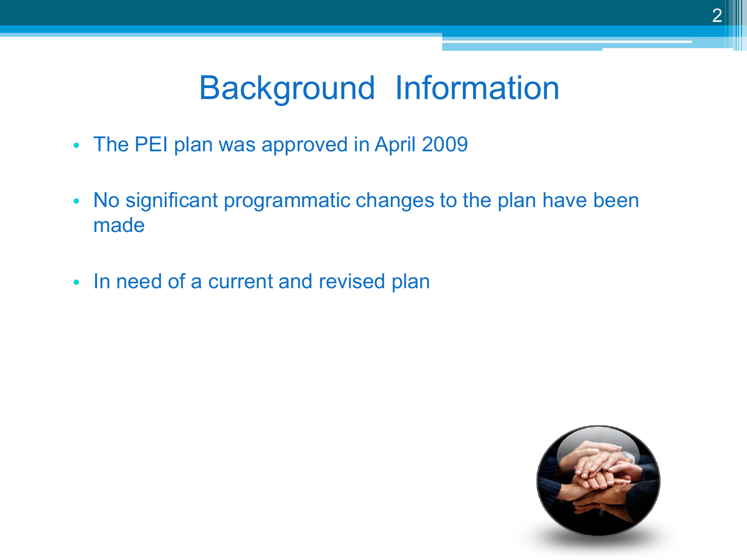# Background Information

- The PEI plan was approved in April 2009
- No significant programmatic changes to the plan have been made
- In need of a current and revised plan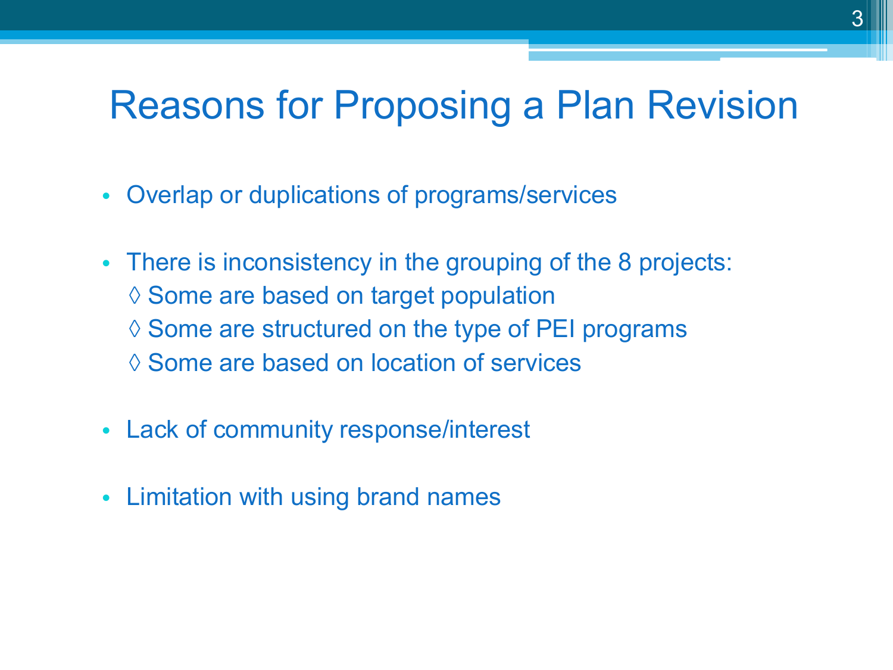# Reasons for Proposing a Plan Revision

- Overlap or duplications of programs/services
- There is inconsistency in the grouping of the 8 projects:
  - ◊ Some are based on target population
  - ◊ Some are structured on the type of PEI programs
  - ◊ Some are based on location of services
- Lack of community response/interest
- Limitation with using brand names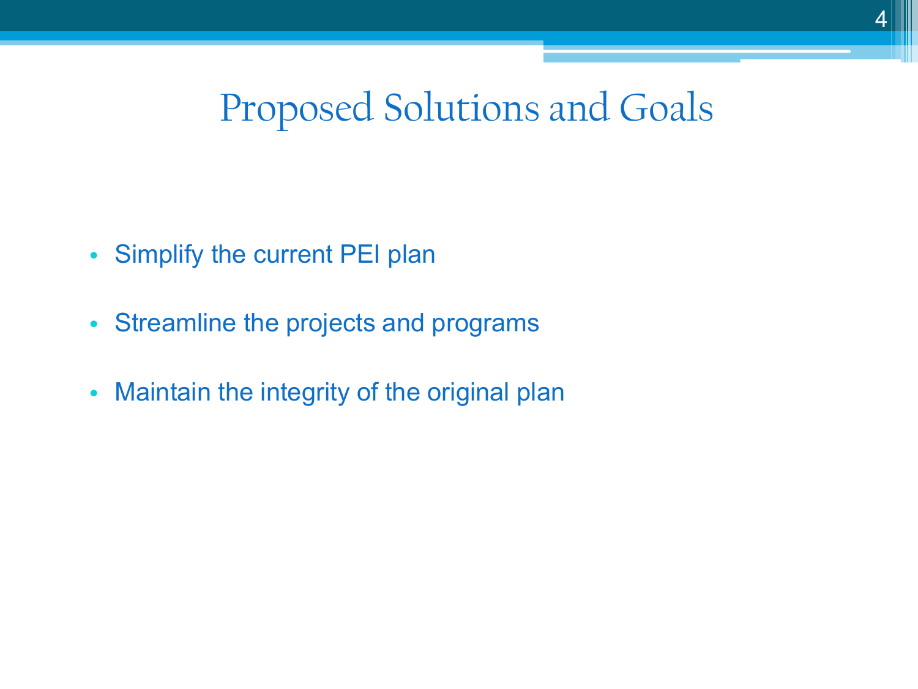# Proposed Solutions and Goals

- Simplify the current PEI plan
- Streamline the projects and programs
- Maintain the integrity of the original plan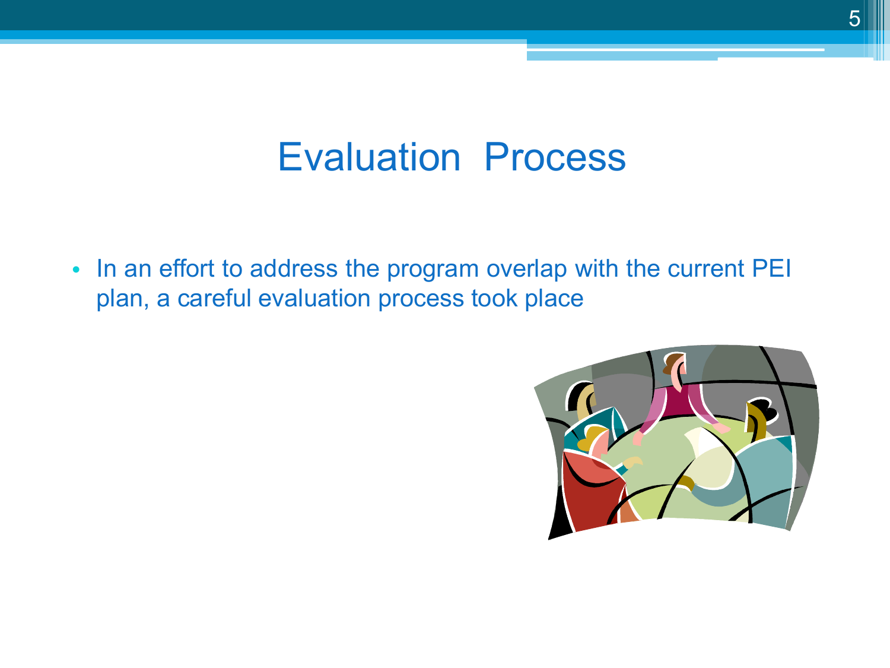# Evaluation Process

- In an effort to address the program overlap with the current PEI plan, a careful evaluation process took place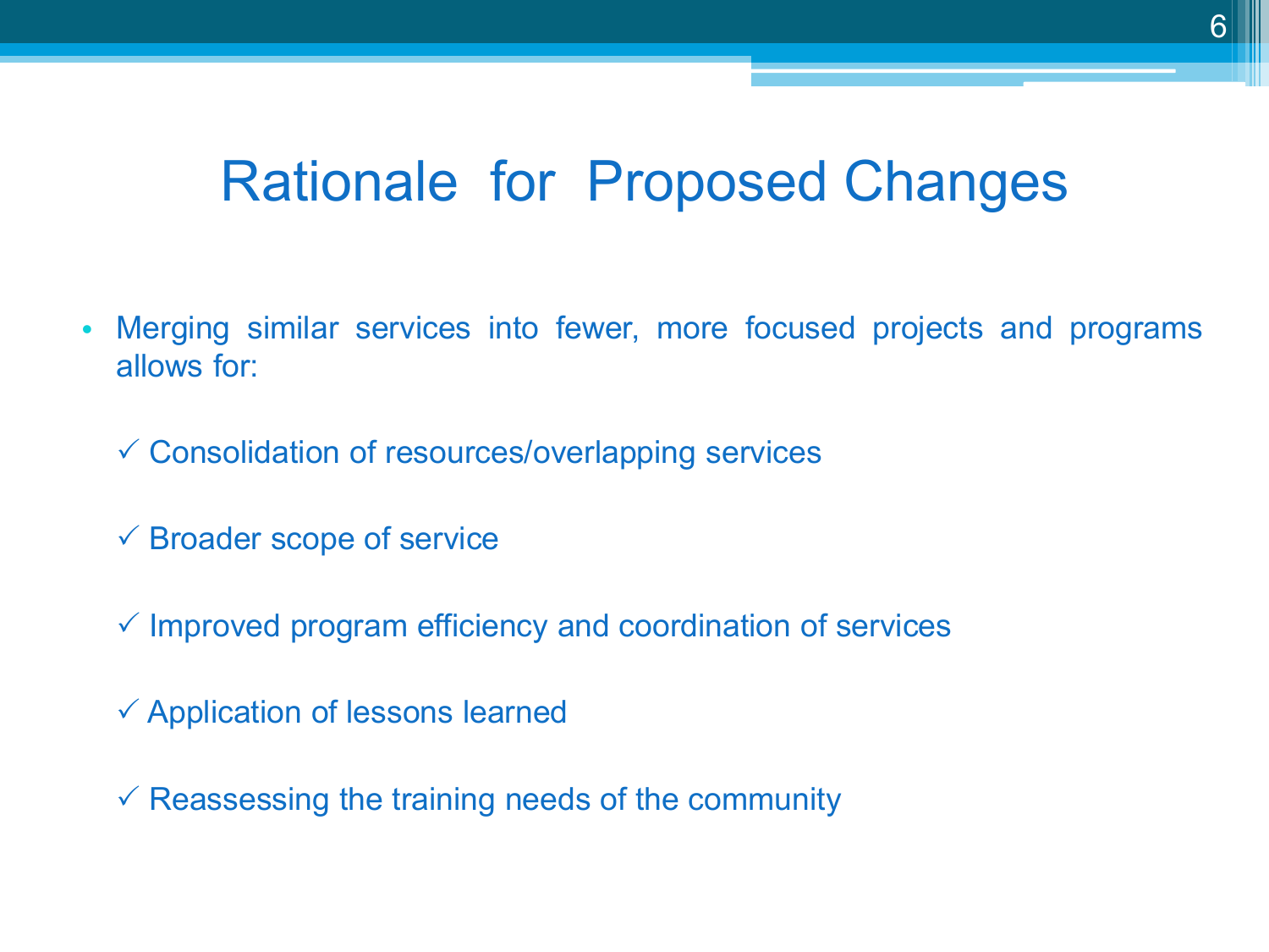# Rationale for Proposed Changes

- Merging similar services into fewer, more focused projects and programs allows for:
  - ✓ Consolidation of resources/overlapping services
  - ✓ Broader scope of service
  - ✓ Improved program efficiency and coordination of services
  - ✓ Application of lessons learned
  - ✓ Reassessing the training needs of the community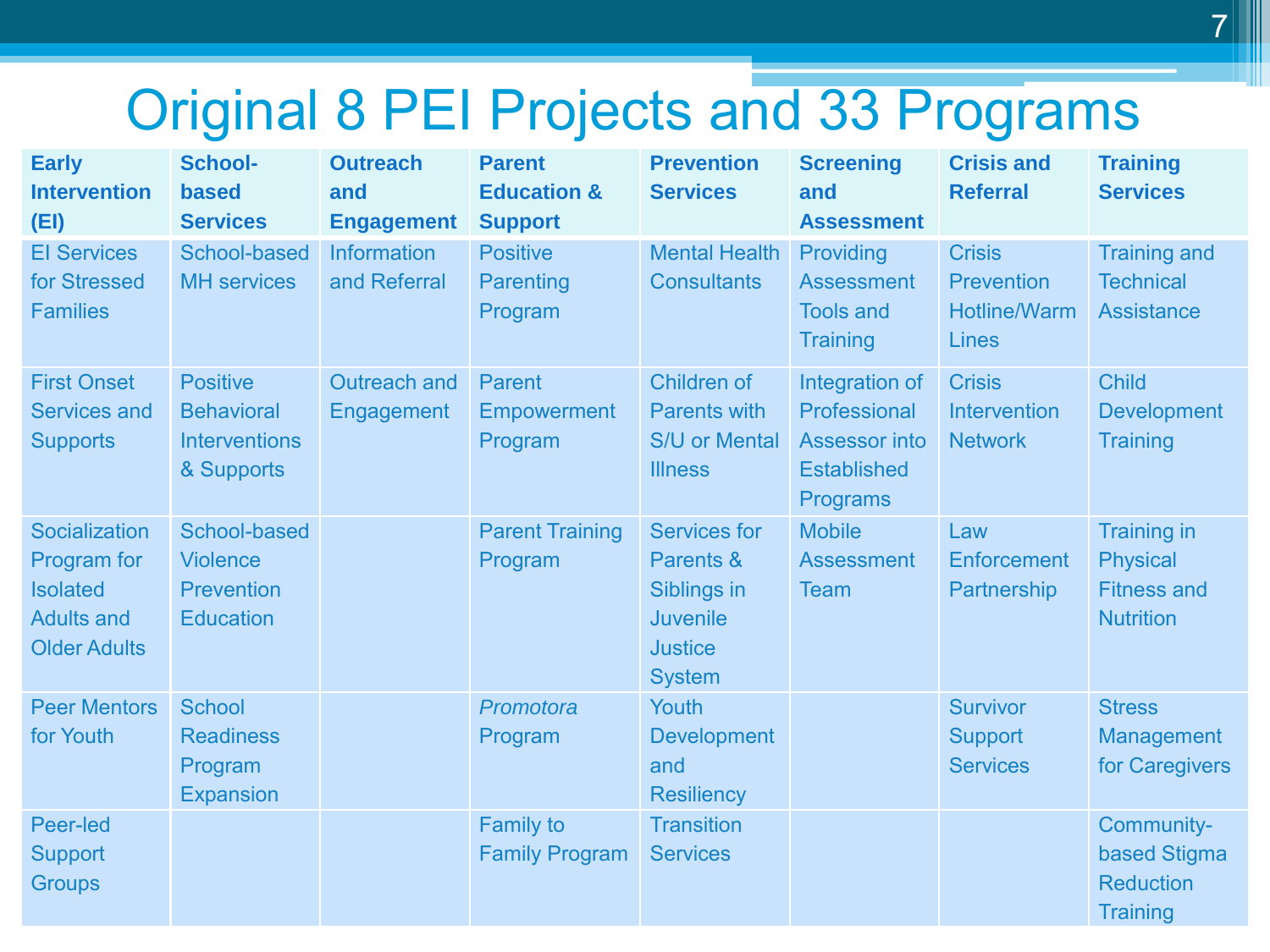# Original 8 PEI Projects and 33 Programs

| Early Intervention (EI) | School-based Services | Outreach and Engagement | Parent Education & Support | Prevention Services | Screening and Assessment | Crisis and Referral | Training Services |
|---|---|---|---|---|---|---|---|
| EI Services for Stressed Families | School-based MH services | Information and Referral | Positive Parenting Program | Mental Health Consultants | Providing Assessment Tools and Training | Crisis Prevention Hotline/Warm Lines | Training and Technical Assistance |
| First Onset Services and Supports | Positive Behavioral Interventions & Supports | Outreach and Engagement | Parent Empowerment Program | Children of Parents with S/U or Mental Illness | Integration of Professional Assessor into Established Programs | Crisis Intervention Network | Child Development Training |
| Socialization Program for Isolated Adults and Older Adults | School-based Violence Prevention Education | | Parent Training Program | Services for Parents & Siblings in Juvenile Justice System | Mobile Assessment Team | Law Enforcement Partnership | Training in Physical Fitness and Nutrition |
| Peer Mentors for Youth | School Readiness Program Expansion | | *Promotora* Program | Youth Development and Resiliency | | Survivor Support Services | Stress Management for Caregivers |
| Peer-led Support Groups | | | Family to Family Program | Transition Services | | | Community-based Stigma Reduction Training |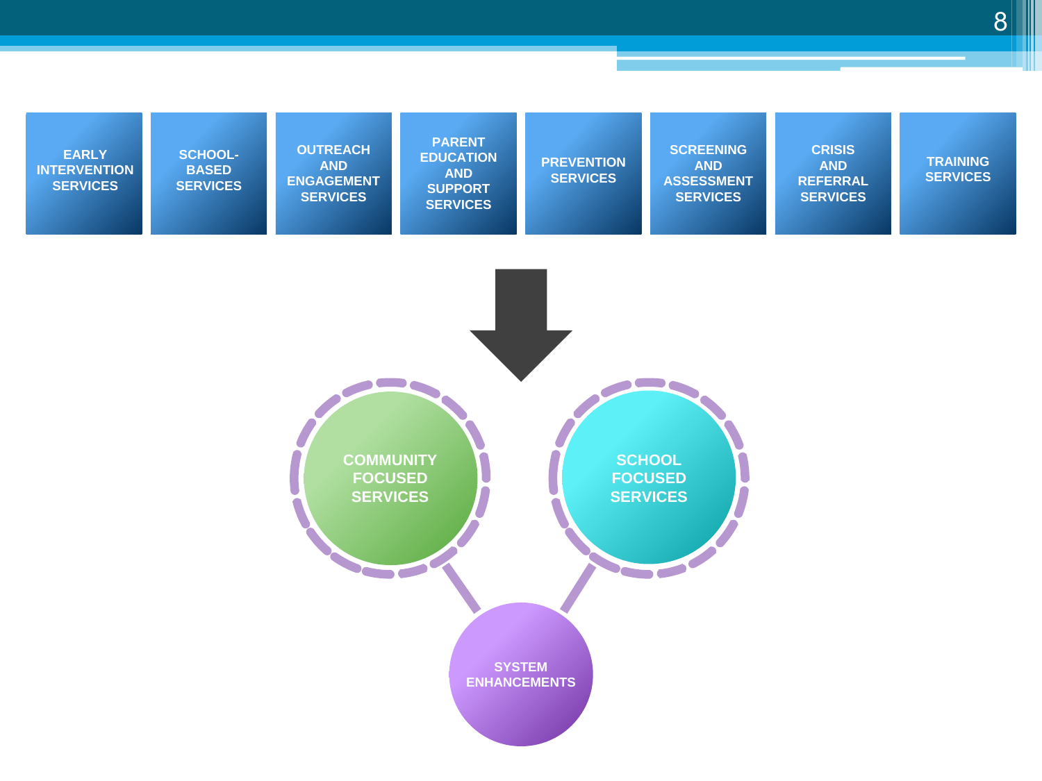- EARLY INTERVENTION SERVICES
- SCHOOL-BASED SERVICES
- OUTREACH AND ENGAGEMENT SERVICES
- PARENT EDUCATION AND SUPPORT SERVICES
- PREVENTION SERVICES
- SCREENING AND ASSESSMENT SERVICES
- CRISIS AND REFERRAL SERVICES
- TRAINING SERVICES

COMMUNITY FOCUSED SERVICES

SCHOOL FOCUSED SERVICES

SYSTEM ENHANCEMENTS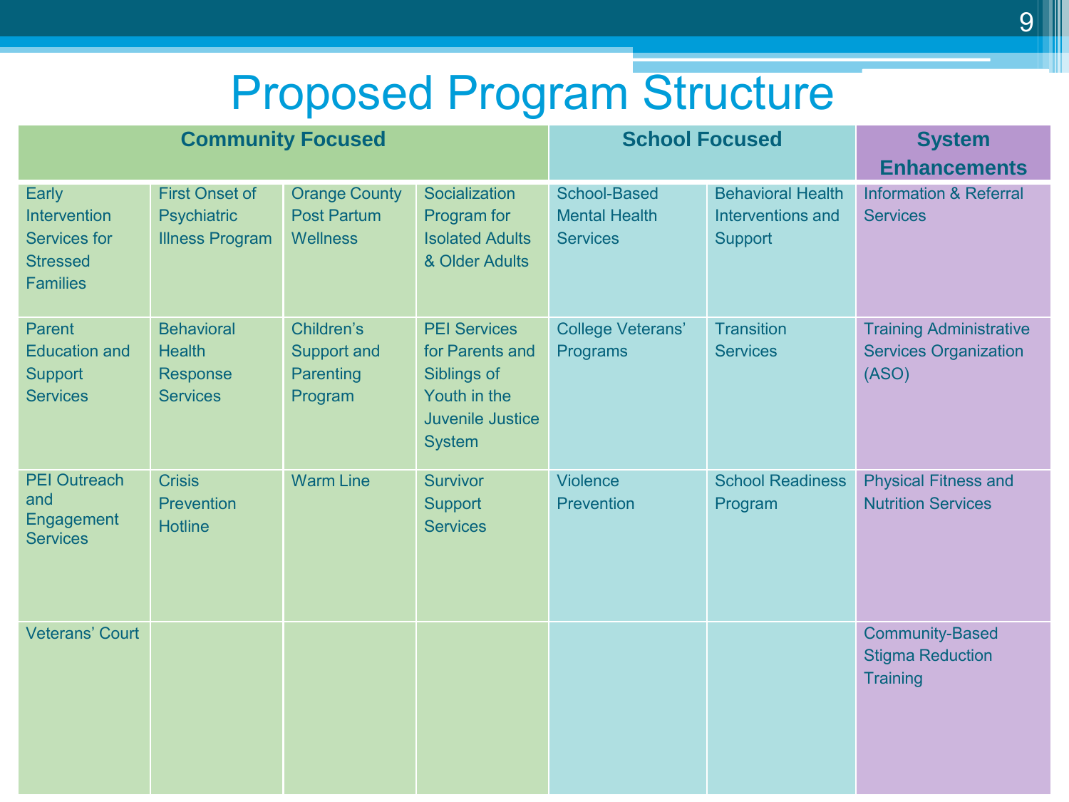# Proposed Program Structure

| Community Focused | | | | School Focused | | System Enhancements |
|---|---|---|---|---|---|---|
| Early Intervention Services for Stressed Families | First Onset of Psychiatric Illness Program | Orange County Post Partum Wellness | Socialization Program for Isolated Adults & Older Adults | School-Based Mental Health Services | Behavioral Health Interventions and Support | Information & Referral Services |
| Parent Education and Support Services | Behavioral Health Response Services | Children's Support and Parenting Program | PEI Services for Parents and Siblings of Youth in the Juvenile Justice System | College Veterans' Programs | Transition Services | Training Administrative Services Organization (ASO) |
| PEI Outreach and Engagement Services | Crisis Prevention Hotline | Warm Line | Survivor Support Services | Violence Prevention | School Readiness Program | Physical Fitness and Nutrition Services |
| Veterans' Court | | | | | | Community-Based Stigma Reduction Training |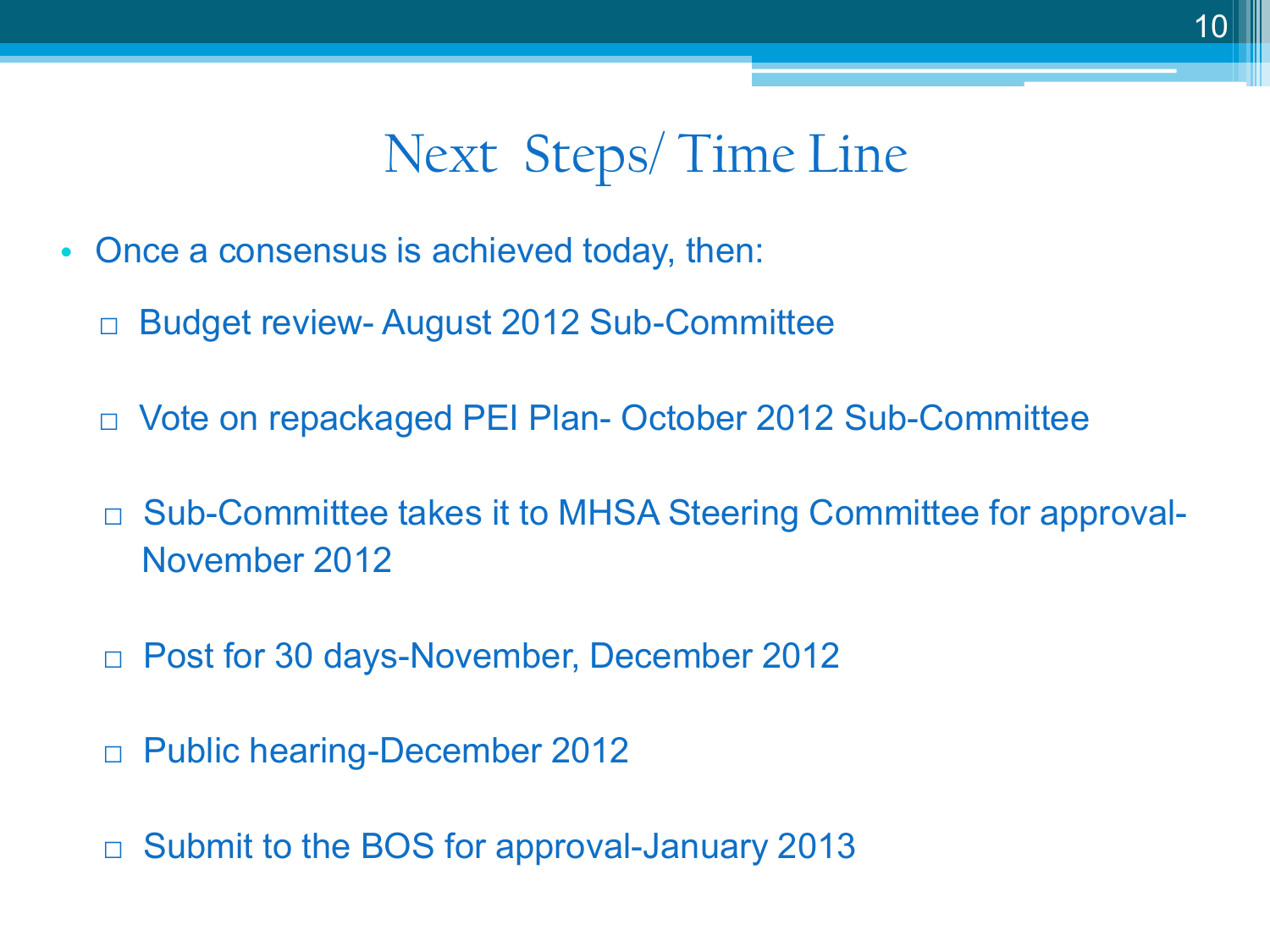# Next Steps/ Time Line

- Once a consensus is achieved today, then:
  - Budget review- August 2012 Sub-Committee
  - Vote on repackaged PEI Plan- October 2012 Sub-Committee
  - Sub-Committee takes it to MHSA Steering Committee for approval- November 2012
  - Post for 30 days-November, December 2012
  - Public hearing-December 2012
  - Submit to the BOS for approval-January 2013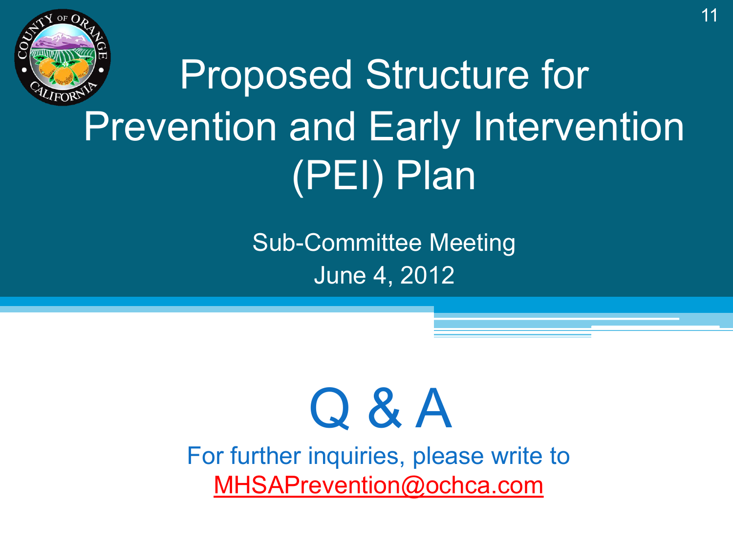# Proposed Structure for Prevention and Early Intervention (PEI) Plan

Sub-Committee Meeting
June 4, 2012

## Q & A

For further inquiries, please write to
MHSAPrevention@ochca.com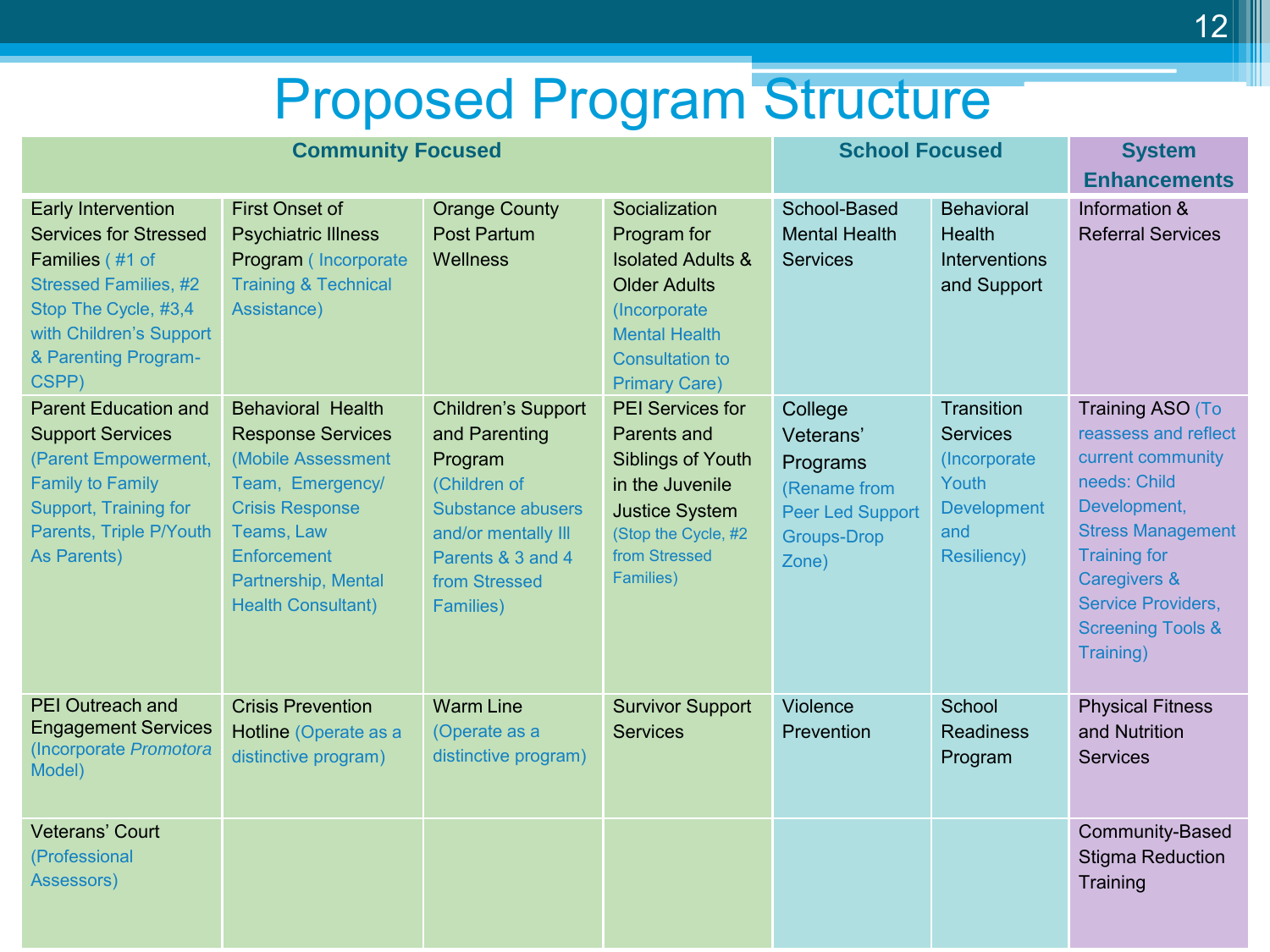# Proposed Program Structure

| Community Focused | | | | School Focused | | System Enhancements |
|---|---|---|---|---|---|---|
| Early Intervention Services for Stressed Families ( #1 of Stressed Families, #2 Stop The Cycle, #3,4 with Children's Support & Parenting Program-CSPP) | First Onset of Psychiatric Illness Program ( Incorporate Training & Technical Assistance) | Orange County Post Partum Wellness | Socialization Program for Isolated Adults & Older Adults (Incorporate Mental Health Consultation to Primary Care) | School-Based Mental Health Services | Behavioral Health Interventions and Support | Information & Referral Services |
| Parent Education and Support Services (Parent Empowerment, Family to Family Support, Training for Parents, Triple P/Youth As Parents) | Behavioral Health Response Services (Mobile Assessment Team, Emergency/ Crisis Response Teams, Law Enforcement Partnership, Mental Health Consultant) | Children's Support and Parenting Program (Children of Substance abusers and/or mentally Ill Parents & 3 and 4 from Stressed Families) | PEI Services for Parents and Siblings of Youth in the Juvenile Justice System (Stop the Cycle, #2 from Stressed Families) | College Veterans' Programs (Rename from Peer Led Support Groups-Drop Zone) | Transition Services (Incorporate Youth Development and Resiliency) | Training ASO (To reassess and reflect current community needs: Child Development, Stress Management Training for Caregivers & Service Providers, Screening Tools & Training) |
| PEI Outreach and Engagement Services (Incorporate *Promotora* Model) | Crisis Prevention Hotline (Operate as a distinctive program) | Warm Line (Operate as a distinctive program) | Survivor Support Services | Violence Prevention | School Readiness Program | Physical Fitness and Nutrition Services |
| Veterans' Court (Professional Assessors) | | | | | | Community-Based Stigma Reduction Training |